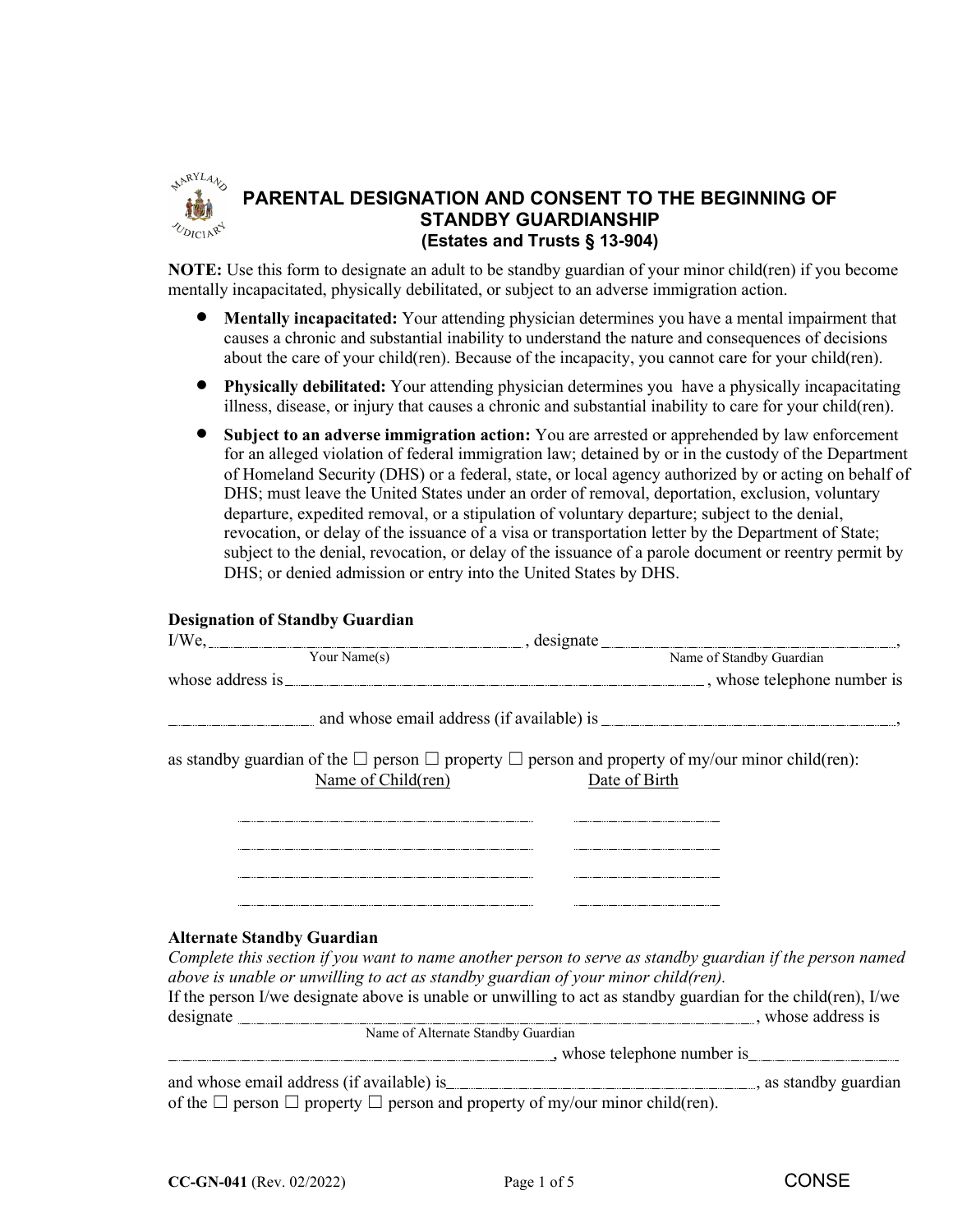# PARENTAL DESIGNATION AND CONSENT TO THE BEGINNING OF STANDBY GUARDIANSHIP
**(Estates and Trusts § 13-904)**

**NOTE:** Use this form to designate an adult to be standby guardian of your minor child(ren) if you become mentally incapacitated, physically debilitated, or subject to an adverse immigration action.

- **Mentally incapacitated:** Your attending physician determines you have a mental impairment that causes a chronic and substantial inability to understand the nature and consequences of decisions about the care of your child(ren). Because of the incapacity, you cannot care for your child(ren).
- **Physically debilitated:** Your attending physician determines you have a physically incapacitating illness, disease, or injury that causes a chronic and substantial inability to care for your child(ren).
- **Subject to an adverse immigration action:** You are arrested or apprehended by law enforcement for an alleged violation of federal immigration law; detained by or in the custody of the Department of Homeland Security (DHS) or a federal, state, or local agency authorized by or acting on behalf of DHS; must leave the United States under an order of removal, deportation, exclusion, voluntary departure, expedited removal, or a stipulation of voluntary departure; subject to the denial, revocation, or delay of the issuance of a visa or transportation letter by the Department of State; subject to the denial, revocation, or delay of the issuance of a parole document or reentry permit by DHS; or denied admission or entry into the United States by DHS.

### Designation of Standby Guardian

I/We, ______________________ (Your Name(s)), designate ______________________ (Name of Standby Guardian), whose address is ______________________, whose telephone number is ____________ and whose email address (if available) is ______________________, as standby guardian of the ☐ person ☐ property ☐ person and property of my/our minor child(ren):

| Name of Child(ren) | Date of Birth |
|---|---|
| ______________________ | ____________ |
| ______________________ | ____________ |
| ______________________ | ____________ |
| ______________________ | ____________ |

### Alternate Standby Guardian

*Complete this section if you want to name another person to serve as standby guardian if the person named above is unable or unwilling to act as standby guardian of your minor child(ren).*

If the person I/we designate above is unable or unwilling to act as standby guardian for the child(ren), I/we designate ______________________ (Name of Alternate Standby Guardian), whose address is ______________________, whose telephone number is ____________ and whose email address (if available) is ______________________, as standby guardian of the ☐ person ☐ property ☐ person and property of my/our minor child(ren).

CC-GN-041 (Rev. 02/2022) CONSE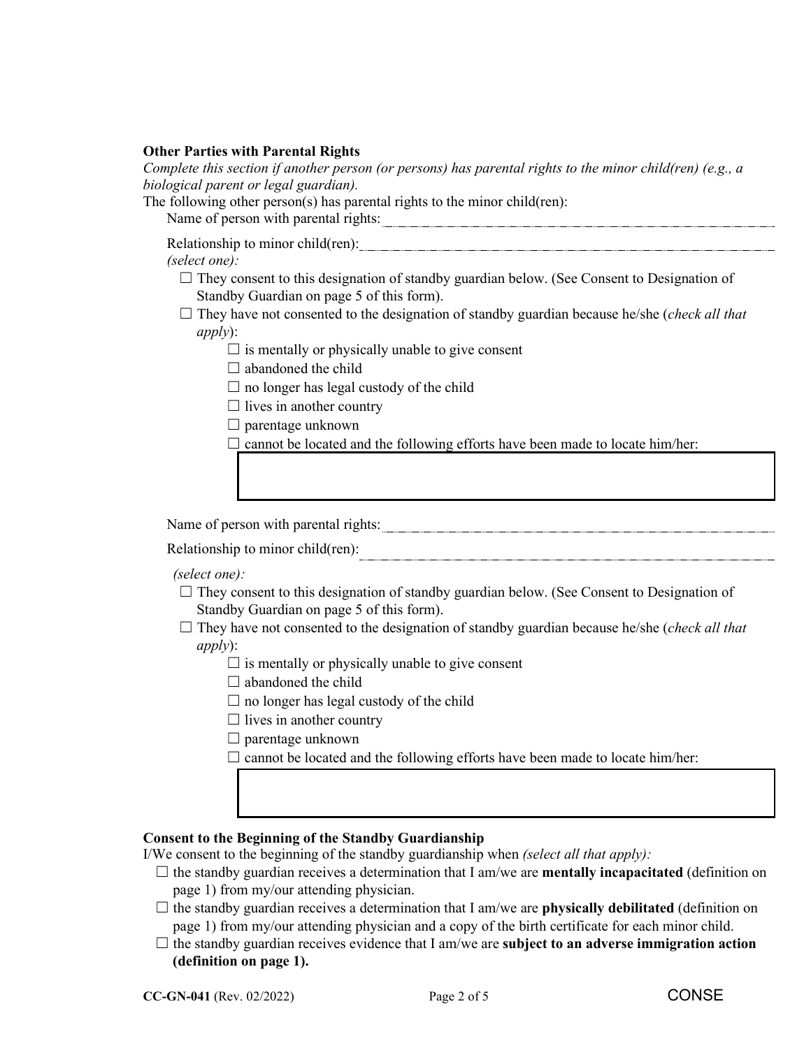**Other Parties with Parental Rights**

*Complete this section if another person (or persons) has parental rights to the minor child(ren) (e.g., a biological parent or legal guardian).*

The following other person(s) has parental rights to the minor child(ren):

Name of person with parental rights: ____________________

Relationship to minor child(ren): ____________________

*(select one):*

- ☐ They consent to this designation of standby guardian below. (See Consent to Designation of Standby Guardian on page 5 of this form).
- ☐ They have not consented to the designation of standby guardian because he/she (*check all that apply*):
  - ☐ is mentally or physically unable to give consent
  - ☐ abandoned the child
  - ☐ no longer has legal custody of the child
  - ☐ lives in another country
  - ☐ parentage unknown
  - ☐ cannot be located and the following efforts have been made to locate him/her:

Name of person with parental rights: ____________________

Relationship to minor child(ren): ____________________

*(select one):*

- ☐ They consent to this designation of standby guardian below. (See Consent to Designation of Standby Guardian on page 5 of this form).
- ☐ They have not consented to the designation of standby guardian because he/she (*check all that apply*):
  - ☐ is mentally or physically unable to give consent
  - ☐ abandoned the child
  - ☐ no longer has legal custody of the child
  - ☐ lives in another country
  - ☐ parentage unknown
  - ☐ cannot be located and the following efforts have been made to locate him/her:

**Consent to the Beginning of the Standby Guardianship**

I/We consent to the beginning of the standby guardianship when *(select all that apply):*

- ☐ the standby guardian receives a determination that I am/we are **mentally incapacitated** (definition on page 1) from my/our attending physician.
- ☐ the standby guardian receives a determination that I am/we are **physically debilitated** (definition on page 1) from my/our attending physician and a copy of the birth certificate for each minor child.
- ☐ the standby guardian receives evidence that I am/we are **subject to an adverse immigration action (definition on page 1).**

**CC-GN-041** (Rev. 02/2022) CONSE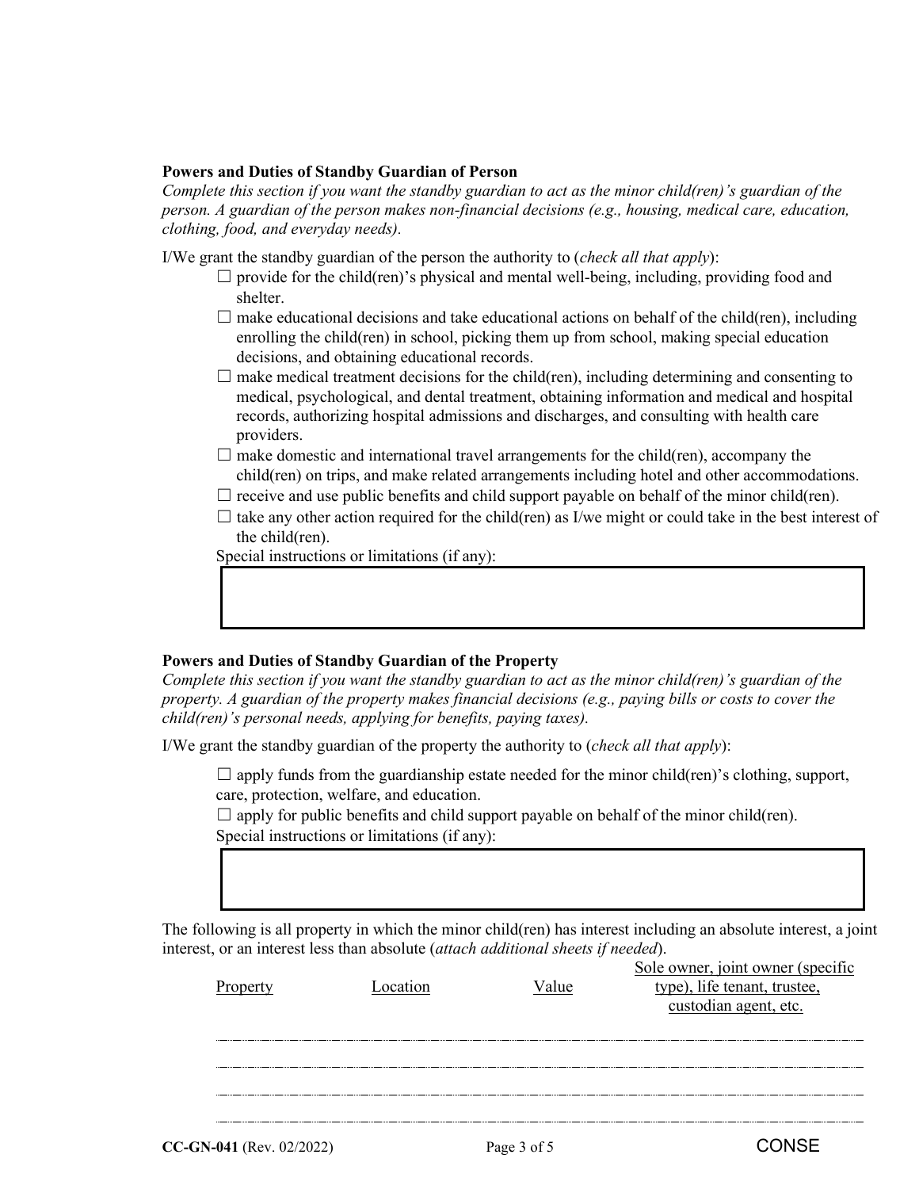**Powers and Duties of Standby Guardian of Person**

*Complete this section if you want the standby guardian to act as the minor child(ren)'s guardian of the person. A guardian of the person makes non-financial decisions (e.g., housing, medical care, education, clothing, food, and everyday needs).*

I/We grant the standby guardian of the person the authority to (*check all that apply*):

- ☐ provide for the child(ren)'s physical and mental well-being, including, providing food and shelter.
- ☐ make educational decisions and take educational actions on behalf of the child(ren), including enrolling the child(ren) in school, picking them up from school, making special education decisions, and obtaining educational records.
- ☐ make medical treatment decisions for the child(ren), including determining and consenting to medical, psychological, and dental treatment, obtaining information and medical and hospital records, authorizing hospital admissions and discharges, and consulting with health care providers.
- ☐ make domestic and international travel arrangements for the child(ren), accompany the child(ren) on trips, and make related arrangements including hotel and other accommodations.
- ☐ receive and use public benefits and child support payable on behalf of the minor child(ren).
- ☐ take any other action required for the child(ren) as I/we might or could take in the best interest of the child(ren).

Special instructions or limitations (if any):

**Powers and Duties of Standby Guardian of the Property**

*Complete this section if you want the standby guardian to act as the minor child(ren)'s guardian of the property. A guardian of the property makes financial decisions (e.g., paying bills or costs to cover the child(ren)'s personal needs, applying for benefits, paying taxes).*

I/We grant the standby guardian of the property the authority to (*check all that apply*):

- ☐ apply funds from the guardianship estate needed for the minor child(ren)'s clothing, support, care, protection, welfare, and education.
- ☐ apply for public benefits and child support payable on behalf of the minor child(ren).

Special instructions or limitations (if any):

The following is all property in which the minor child(ren) has interest including an absolute interest, a joint interest, or an interest less than absolute (*attach additional sheets if needed*).

| Property | Location | Value | Sole owner, joint owner (specific type), life tenant, trustee, custodian agent, etc. |
|---|---|---|---|
| | | | |
| | | | |
| | | | |
| | | | |

CC-GN-041 (Rev. 02/2022)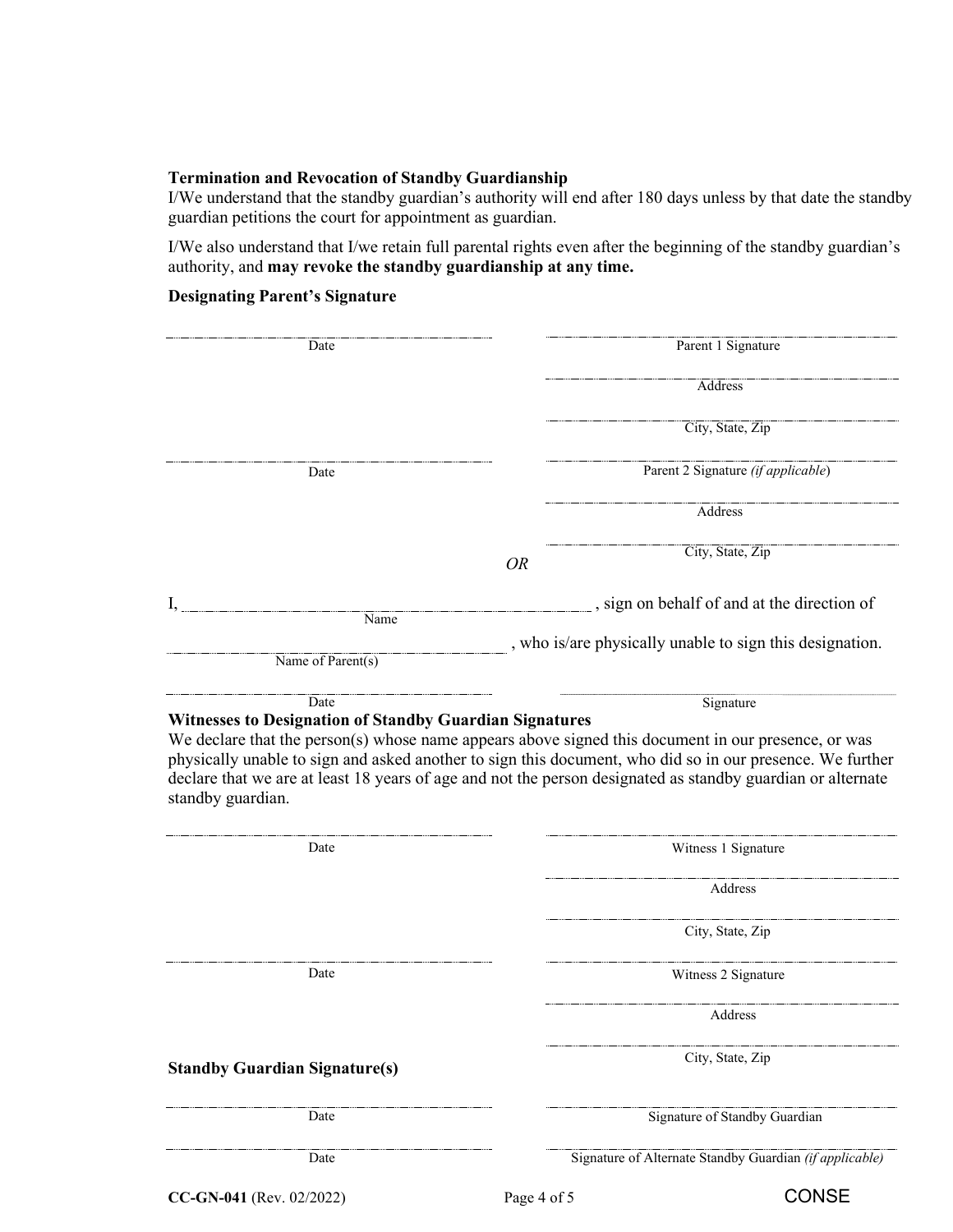**Termination and Revocation of Standby Guardianship**

I/We understand that the standby guardian's authority will end after 180 days unless by that date the standby guardian petitions the court for appointment as guardian.

I/We also understand that I/we retain full parental rights even after the beginning of the standby guardian's authority, and **may revoke the standby guardianship at any time.**

**Designating Parent's Signature**

| | |
|---|---|
| ______________________ Date | ______________________ Parent 1 Signature |
| | ______________________ Address |
| | ______________________ City, State, Zip |
| ______________________ Date | ______________________ Parent 2 Signature *(if applicable)* |
| | ______________________ Address |
| | ______________________ City, State, Zip |

*OR*

I, ______________________ (Name), sign on behalf of and at the direction of ______________________ (Name of Parent(s)), who is/are physically unable to sign this designation.

| | |
|---|---|
| ______________________ Date | ______________________ Signature |

**Witnesses to Designation of Standby Guardian Signatures**

We declare that the person(s) whose name appears above signed this document in our presence, or was physically unable to sign and asked another to sign this document, who did so in our presence. We further declare that we are at least 18 years of age and not the person designated as standby guardian or alternate standby guardian.

| | |
|---|---|
| ______________________ Date | ______________________ Witness 1 Signature |
| | ______________________ Address |
| | ______________________ City, State, Zip |
| ______________________ Date | ______________________ Witness 2 Signature |
| | ______________________ Address |
| | ______________________ City, State, Zip |

**Standby Guardian Signature(s)**

| | |
|---|---|
| ______________________ Date | ______________________ Signature of Standby Guardian |
| ______________________ Date | ______________________ Signature of Alternate Standby Guardian *(if applicable)* |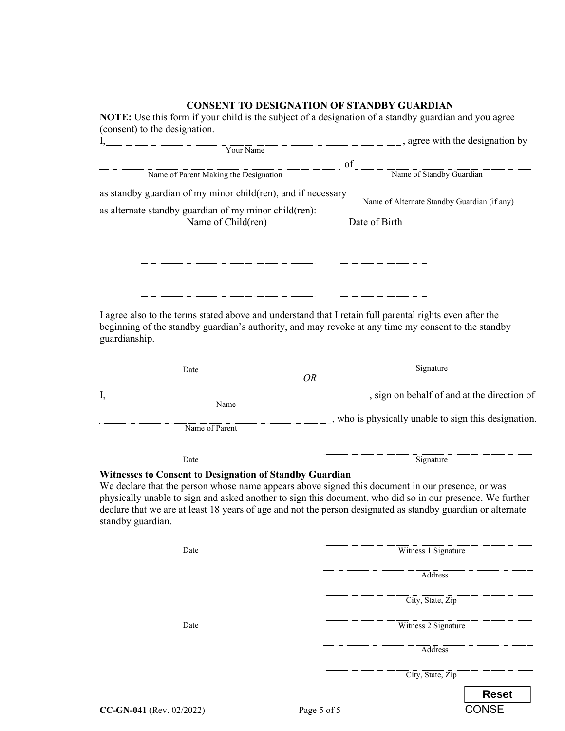## CONSENT TO DESIGNATION OF STANDBY GUARDIAN

**NOTE:** Use this form if your child is the subject of a designation of a standby guardian and you agree (consent) to the designation.

I, ______________________________________________, agree with the designation by
Your Name

______________________________________________ of ______________________________________________
Name of Parent Making the Designation — Name of Standby Guardian

as standby guardian of my minor child(ren), and if necessary ______________________________________________
Name of Alternate Standby Guardian (if any)

as alternate standby guardian of my minor child(ren):

| Name of Child(ren) | Date of Birth |
| --- | --- |
| | |
| | |
| | |
| | |

I agree also to the terms stated above and understand that I retain full parental rights even after the beginning of the standby guardian's authority, and may revoke at any time my consent to the standby guardianship.

______________________________ ______________________________
Date — Signature

*OR*

I, ______________________________________________, sign on behalf of and at the direction of
Name

______________________________________________, who is physically unable to sign this designation.
Name of Parent

______________________________ ______________________________
Date — Signature

**Witnesses to Consent to Designation of Standby Guardian**

We declare that the person whose name appears above signed this document in our presence, or was physically unable to sign and asked another to sign this document, who did so in our presence. We further declare that we are at least 18 years of age and not the person designated as standby guardian or alternate standby guardian.

______________________________ ______________________________
Date — Witness 1 Signature

______________________________
Address

______________________________
City, State, Zip

______________________________ ______________________________
Date — Witness 2 Signature

______________________________
Address

______________________________
City, State, Zip

Reset

**CC-GN-041** (Rev. 02/2022)

CONSE